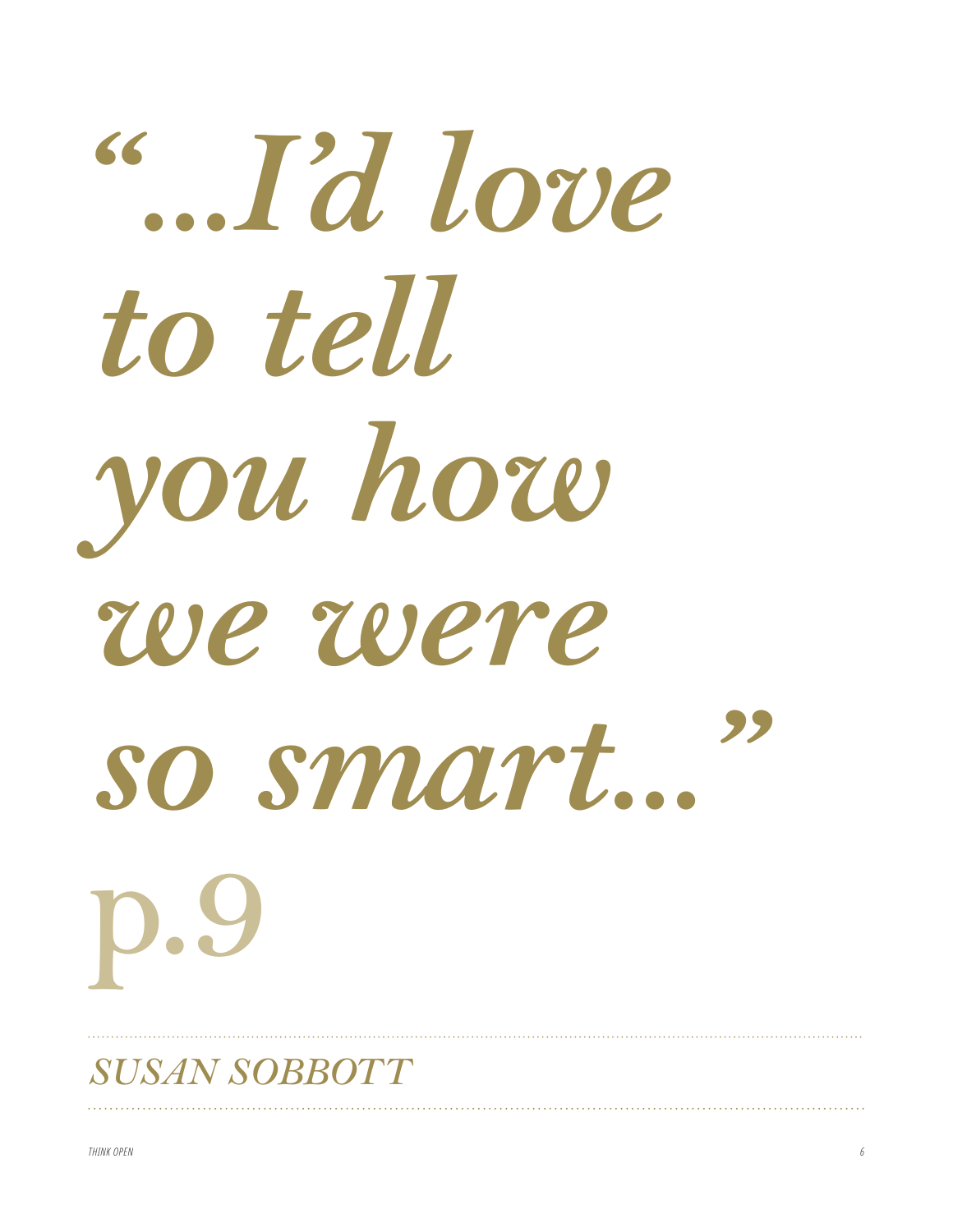# *"...I'd love to tell you how we were so smart..."*

# p.9

*SUSAN SOBBOTT*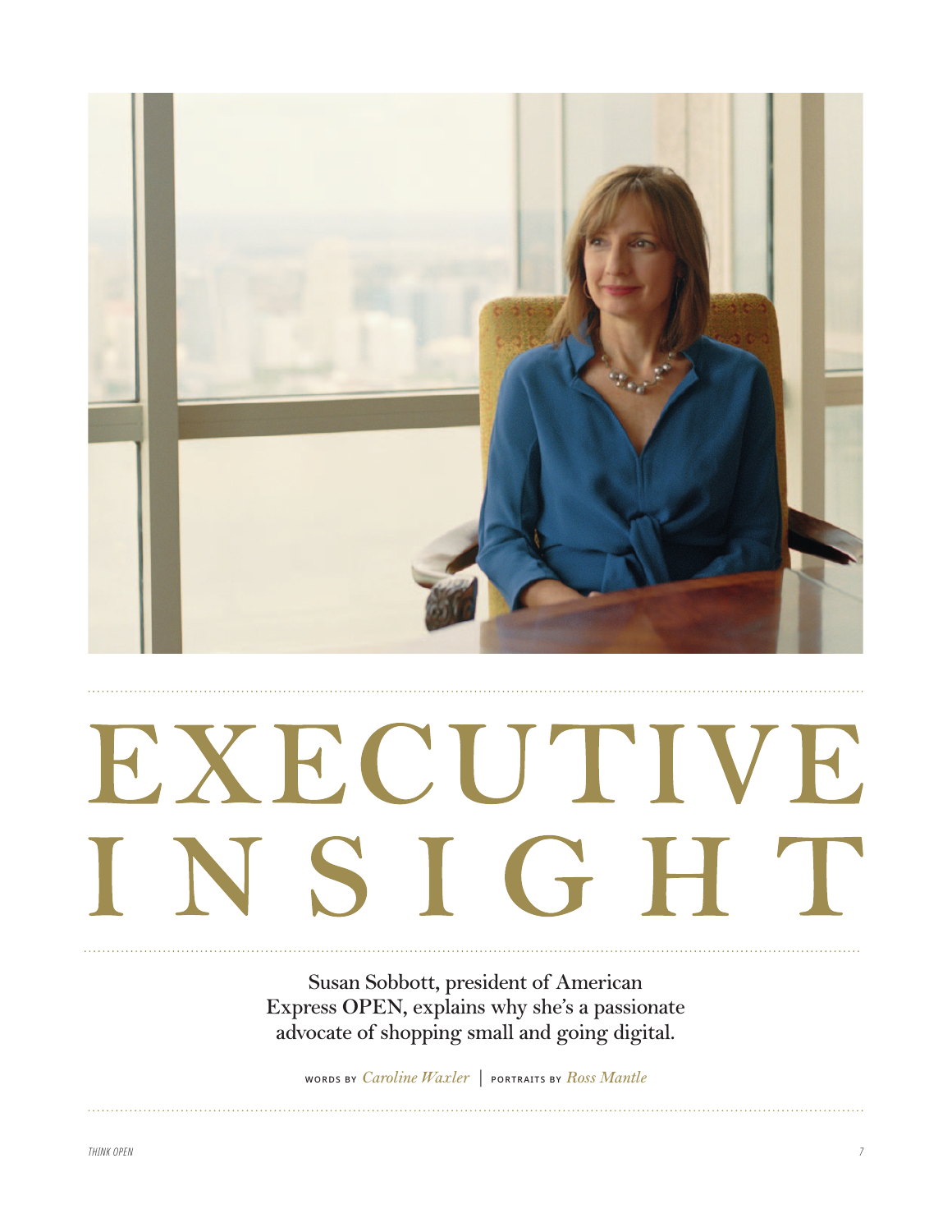# EXECUTIVE INSIGHT

Susan Sobbott, president of American Express OPEN, explains why she's a passionate advocate of shopping small and going digital.

WORDS BY *Caroline Waxler* | PORTRAITS BY *Ross Mantle*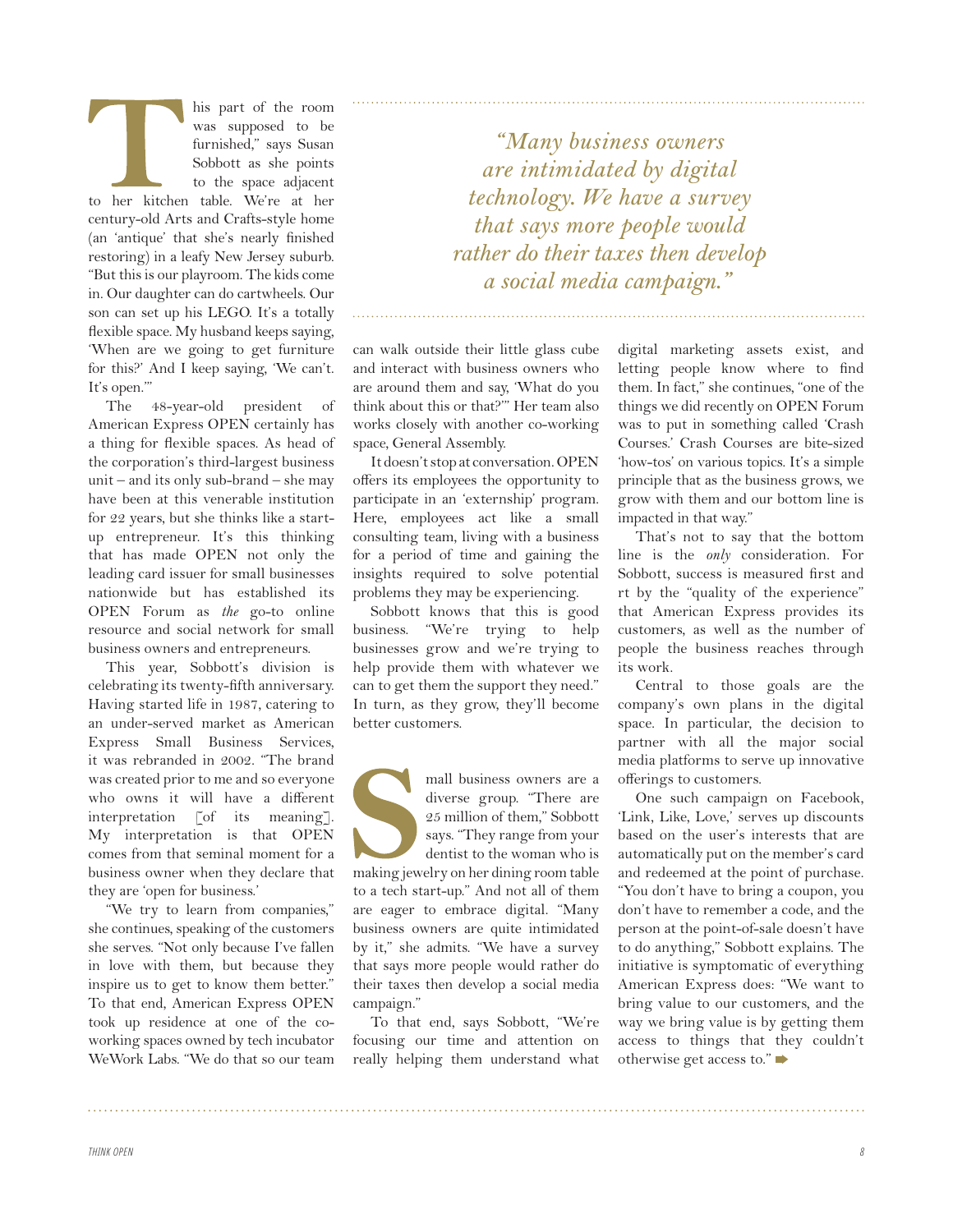"This part of the room was supposed to be furnished," says Susan Sobbott as she points to the space adjacent to her kitchen table. We're at her century-old Arts and Crafts-style home (an 'antique' that she's nearly finished restoring) in a leafy New Jersey suburb. "But this is our playroom. The kids come in. Our daughter can do cartwheels. Our son can set up his LEGO. It's a totally flexible space. My husband keeps saying, 'When are we going to get furniture for this?' And I keep saying, 'We can't. It's open.'"

The 48-year-old president of American Express OPEN certainly has a thing for flexible spaces. As head of the corporation's third-largest business unit – and its only sub-brand – she may have been at this venerable institution for 22 years, but she thinks like a start-up entrepreneur. It's this thinking that has made OPEN not only the leading card issuer for small businesses nationwide but has established its OPEN Forum as *the* go-to online resource and social network for small business owners and entrepreneurs.

This year, Sobbott's division is celebrating its twenty-fifth anniversary. Having started life in 1987, catering to an under-served market as American Express Small Business Services, it was rebranded in 2002. "The brand was created prior to me and so everyone who owns it will have a different interpretation [of its meaning]. My interpretation is that OPEN comes from that seminal moment for a business owner when they declare that they are 'open for business.'

"We try to learn from companies," she continues, speaking of the customers she serves. "Not only because I've fallen in love with them, but because they inspire us to get to know them better." To that end, American Express OPEN took up residence at one of the co-working spaces owned by tech incubator WeWork Labs. "We do that so our team can walk outside their little glass cube and interact with business owners who are around them and say, 'What do you think about this or that?'" Her team also works closely with another co-working space, General Assembly.

> *"Many business owners are intimidated by digital technology. We have a survey that says more people would rather do their taxes then develop a social media campaign."*

It doesn't stop at conversation. OPEN offers its employees the opportunity to participate in an 'externship' program. Here, employees act like a small consulting team, living with a business for a period of time and gaining the insights required to solve potential problems they may be experiencing.

Sobbott knows that this is good business. "We're trying to help businesses grow and we're trying to help provide them with whatever we can to get them the support they need." In turn, as they grow, they'll become better customers.

Small business owners are a diverse group. "There are 25 million of them," Sobbott says. "They range from your dentist to the woman who is making jewelry on her dining room table to a tech start-up." And not all of them are eager to embrace digital. "Many business owners are quite intimidated by it," she admits. "We have a survey that says more people would rather do their taxes then develop a social media campaign."

To that end, says Sobbott, "We're focusing our time and attention on really helping them understand what digital marketing assets exist, and letting people know where to find them. In fact," she continues, "one of the things we did recently on OPEN Forum was to put in something called 'Crash Courses.' Crash Courses are bite-sized 'how-tos' on various topics. It's a simple principle that as the business grows, we grow with them and our bottom line is impacted in that way."

That's not to say that the bottom line is the *only* consideration. For Sobbott, success is measured first and rt by the "quality of the experience" that American Express provides its customers, as well as the number of people the business reaches through its work.

Central to those goals are the company's own plans in the digital space. In particular, the decision to partner with all the major social media platforms to serve up innovative offerings to customers.

One such campaign on Facebook, 'Link, Like, Love,' serves up discounts based on the user's interests that are automatically put on the member's card and redeemed at the point of purchase. "You don't have to bring a coupon, you don't have to remember a code, and the person at the point-of-sale doesn't have to do anything," Sobbott explains. The initiative is symptomatic of everything American Express does: "We want to bring value to our customers, and the way we bring value is by getting them access to things that they couldn't otherwise get access to."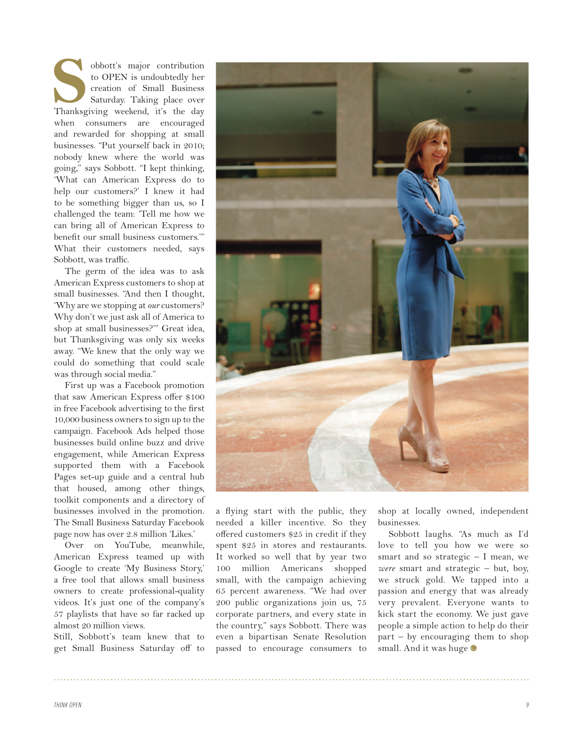Sobbott's major contribution to OPEN is undoubtedly her creation of Small Business Saturday. Taking place over Thanksgiving weekend, it's the day when consumers are encouraged and rewarded for shopping at small businesses. "Put yourself back in 2010; nobody knew where the world was going," says Sobbott. "I kept thinking, 'What can American Express do to help our customers?' I knew it had to be something bigger than us, so I challenged the team: 'Tell me how we can bring all of American Express to benefit our small business customers.'" What their customers needed, says Sobbott, was traffic.

The germ of the idea was to ask American Express customers to shop at small businesses. "And then I thought, 'Why are we stopping at *our* customers? Why don't we just ask all of America to shop at small businesses?'" Great idea, but Thanksgiving was only six weeks away. "We knew that the only way we could do something that could scale was through social media."

First up was a Facebook promotion that saw American Express offer $100 in free Facebook advertising to the first 10,000 business owners to sign up to the campaign. Facebook Ads helped those businesses build online buzz and drive engagement, while American Express supported them with a Facebook Pages set-up guide and a central hub that housed, among other things, toolkit components and a directory of businesses involved in the promotion. The Small Business Saturday Facebook page now has over 2.8 million 'Likes.'

Over on YouTube, meanwhile, American Express teamed up with Google to create 'My Business Story,' a free tool that allows small business owners to create professional-quality videos. It's just one of the company's 57 playlists that have so far racked up almost 20 million views.

Still, Sobbott's team knew that to get Small Business Saturday off to a flying start with the public, they needed a killer incentive. So they offered customers $25 in credit if they spent $25 in stores and restaurants. It worked so well that by year two 100 million Americans shopped small, with the campaign achieving 65 percent awareness. "We had over 200 public organizations join us, 75 corporate partners, and every state in the country," says Sobbott. There was even a bipartisan Senate Resolution passed to encourage consumers to shop at locally owned, independent businesses.

Sobbott laughs. "As much as I'd love to tell you how we were so smart and so strategic – I mean, we *were* smart and strategic – but, boy, we struck gold. We tapped into a passion and energy that was already very prevalent. Everyone wants to kick start the economy. We just gave people a simple action to help do their part – by encouraging them to shop small. And it was huge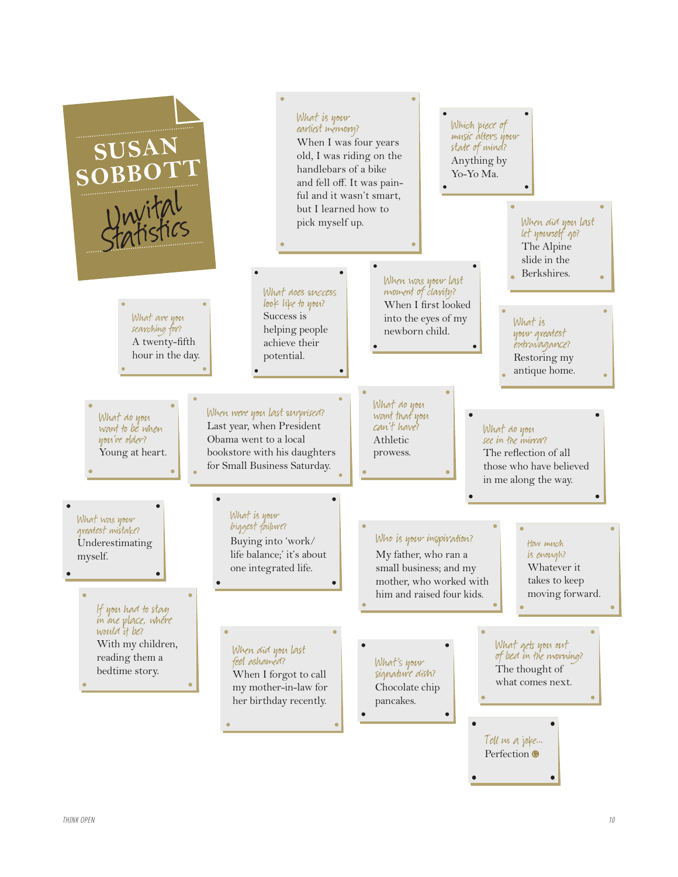# SUSAN SOBBOTT

## Unvital Statistics

*What is your earliest memory?*
When I was four years old, I was riding on the handlebars of a bike and fell off. It was painful and it wasn't smart, but I learned how to pick myself up.

*Which piece of music alters your state of mind?*
Anything by Yo-Yo Ma.

*When did you last let yourself go?*
The Alpine slide in the Berkshires.

*What are you searching for?*
A twenty-fifth hour in the day.

*What does success look like to you?*
Success is helping people achieve their potential.

*When was your last moment of clarity?*
When I first looked into the eyes of my newborn child.

*What is your greatest extravagance?*
Restoring my antique home.

*What do you want to be when you're older?*
Young at heart.

*When were you last surprised?*
Last year, when President Obama went to a local bookstore with his daughters for Small Business Saturday.

*What do you want that you can't have?*
Athletic prowess.

*What do you see in the mirror?*
The reflection of all those who have believed in me along the way.

*What was your greatest mistake?*
Underestimating myself.

*What is your biggest failure?*
Buying into 'work/life balance;' it's about one integrated life.

*Who is your inspiration?*
My father, who ran a small business; and my mother, who worked with him and raised four kids.

*How much is enough?*
Whatever it takes to keep moving forward.

*If you had to stay in one place, where would it be?*
With my children, reading them a bedtime story.

*When did you last feel ashamed?*
When I forgot to call my mother-in-law for her birthday recently.

*What's your signature dish?*
Chocolate chip pancakes.

*What gets you out of bed in the morning?*
The thought of what comes next.

*Tell us a joke...*
Perfection ☺